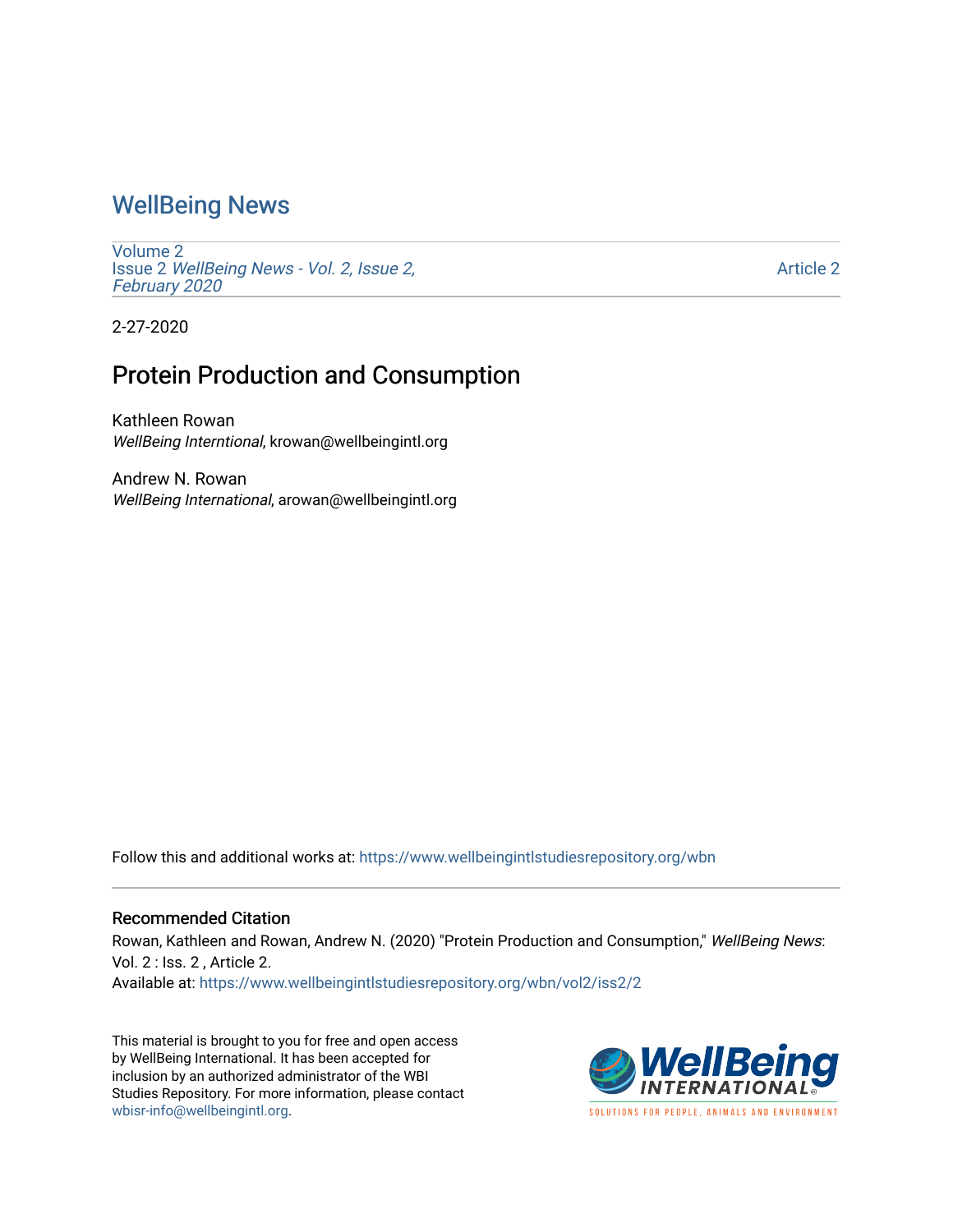# WellBeing News

Volume 2
Issue 2 *WellBeing News - Vol. 2, Issue 2, February 2020*

Article 2

2-27-2020

## Protein Production and Consumption

Kathleen Rowan
*WellBeing Interntional*, krowan@wellbeingintl.org

Andrew N. Rowan
*WellBeing International*, arowan@wellbeingintl.org

Follow this and additional works at: https://www.wellbeingintlstudiesrepository.org/wbn

### Recommended Citation

Rowan, Kathleen and Rowan, Andrew N. (2020) "Protein Production and Consumption," *WellBeing News*: Vol. 2 : Iss. 2 , Article 2.
Available at: https://www.wellbeingintlstudiesrepository.org/wbn/vol2/iss2/2

This material is brought to you for free and open access by WellBeing International. It has been accepted for inclusion by an authorized administrator of the WBI Studies Repository. For more information, please contact wbisr-info@wellbeingintl.org.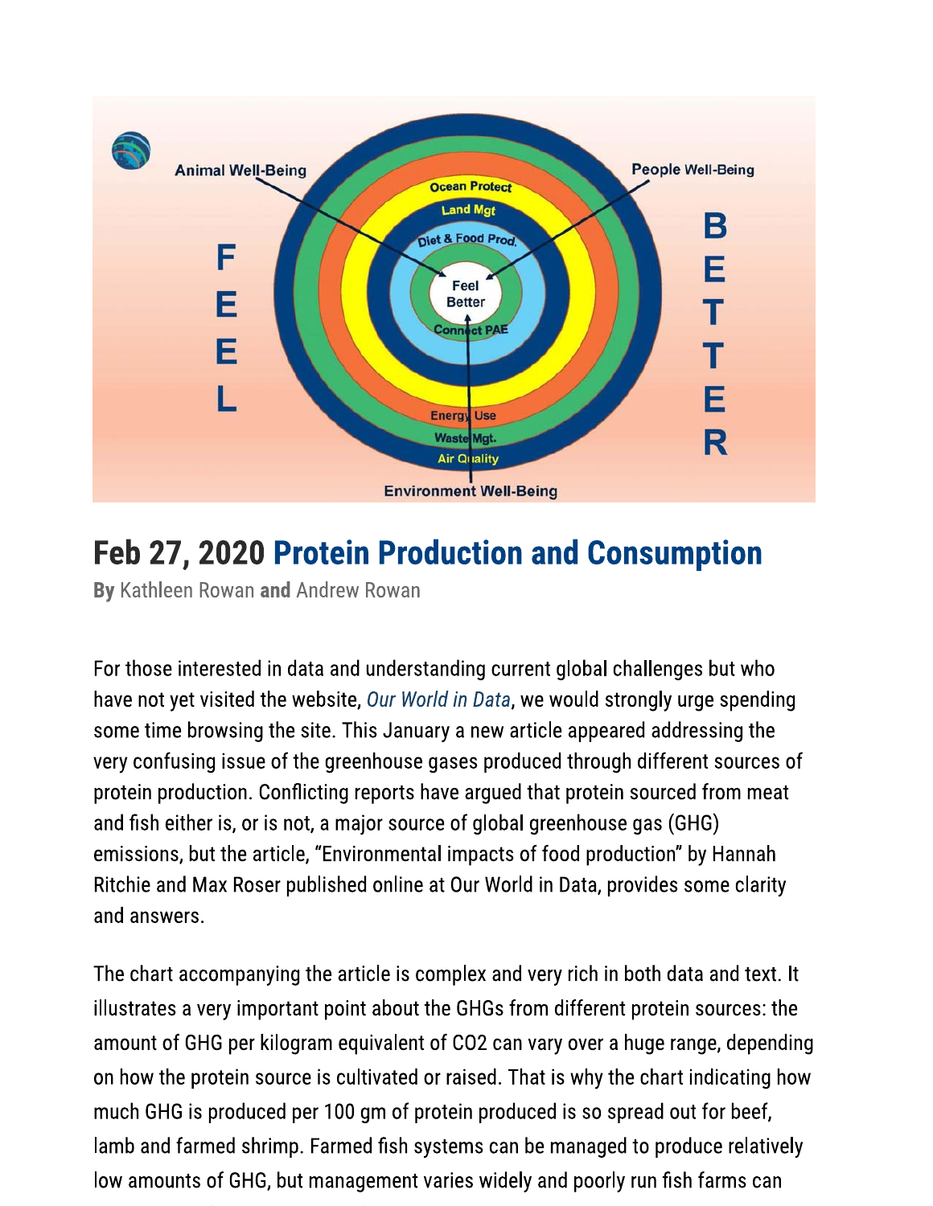## Feb 27, 2020 Protein Production and Consumption

**By** Kathleen Rowan **and** Andrew Rowan

For those interested in data and understanding current global challenges but who have not yet visited the website, *Our World in Data*, we would strongly urge spending some time browsing the site. This January a new article appeared addressing the very confusing issue of the greenhouse gases produced through different sources of protein production. Conflicting reports have argued that protein sourced from meat and fish either is, or is not, a major source of global greenhouse gas (GHG) emissions, but the article, "Environmental impacts of food production" by Hannah Ritchie and Max Roser published online at Our World in Data, provides some clarity and answers.

The chart accompanying the article is complex and very rich in both data and text. It illustrates a very important point about the GHGs from different protein sources: the amount of GHG per kilogram equivalent of CO2 can vary over a huge range, depending on how the protein source is cultivated or raised. That is why the chart indicating how much GHG is produced per 100 gm of protein produced is so spread out for beef, lamb and farmed shrimp. Farmed fish systems can be managed to produce relatively low amounts of GHG, but management varies widely and poorly run fish farms can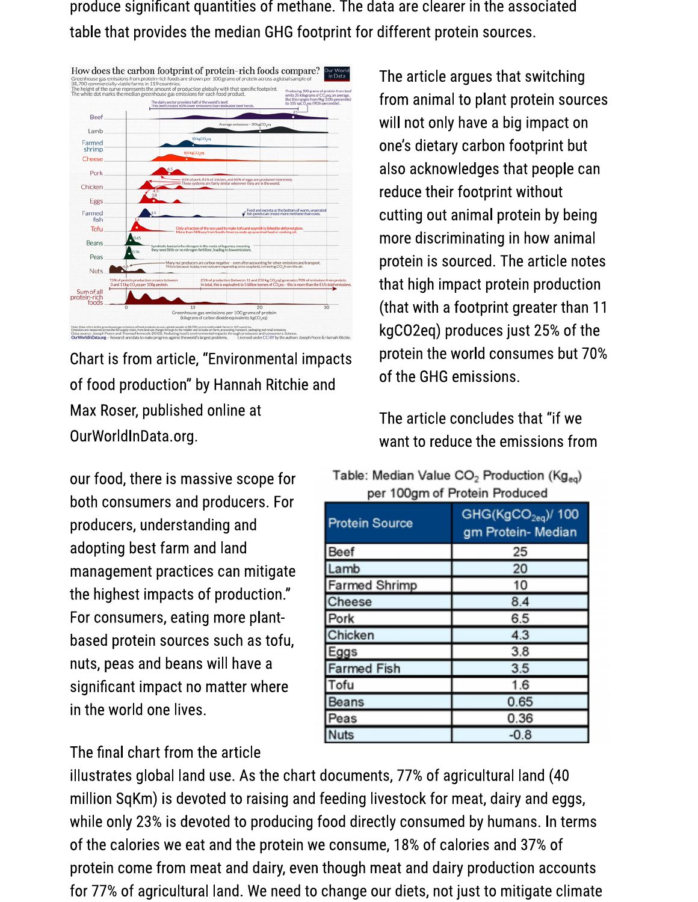produce significant quantities of methane. The data are clearer in the associated table that provides the median GHG footprint for different protein sources.

Chart is from article, "Environmental impacts of food production" by Hannah Ritchie and Max Roser, published online at OurWorldInData.org.

The article argues that switching from animal to plant protein sources will not only have a big impact on one's dietary carbon footprint but also acknowledges that people can reduce their footprint without cutting out animal protein by being more discriminating in how animal protein is sourced. The article notes that high impact protein production (that with a footprint greater than 11 kgCO2eq) produces just 25% of the protein the world consumes but 70% of the GHG emissions.

The article concludes that "if we want to reduce the emissions from our food, there is massive scope for both consumers and producers. For producers, understanding and adopting best farm and land management practices can mitigate the highest impacts of production." For consumers, eating more plant-based protein sources such as tofu, nuts, peas and beans will have a significant impact no matter where in the world one lives.

Table: Median Value $CO_2$ Production ($Kg_{eq}$) per 100gm of Protein Produced

| Protein Source | GHG($KgCO_{2eq}$)/ 100 gm Protein- Median |
|---|---|
| Beef | 25 |
| Lamb | 20 |
| Farmed Shrimp | 10 |
| Cheese | 8.4 |
| Pork | 6.5 |
| Chicken | 4.3 |
| Eggs | 3.8 |
| Farmed Fish | 3.5 |
| Tofu | 1.6 |
| Beans | 0.65 |
| Peas | 0.36 |
| Nuts | -0.8 |

The final chart from the article illustrates global land use. As the chart documents, 77% of agricultural land (40 million SqKm) is devoted to raising and feeding livestock for meat, dairy and eggs, while only 23% is devoted to producing food directly consumed by humans. In terms of the calories we eat and the protein we consume, 18% of calories and 37% of protein come from meat and dairy, even though meat and dairy production accounts for 77% of agricultural land. We need to change our diets, not just to mitigate climate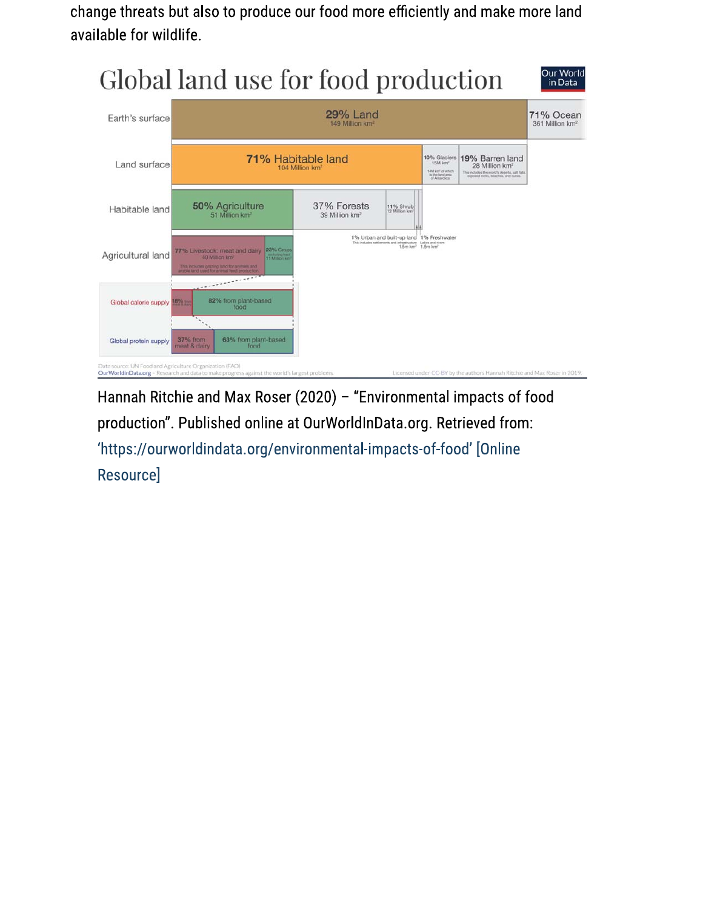change threats but also to produce our food more efficiently and make more land available for wildlife.

Global land use for food production

Our World in Data

Earth's surface
29% Land
149 Million km²
71% Ocean
361 Million km²

Land surface
71% Habitable land
104 Million km²
10% Glaciers
15M km²
14M km² of which is the land area of Antarctica
19% Barren land
28 Million km²
This includes the world's deserts, salt flats, exposed rocks, beaches, and dunes.

Habitable land
50% Agriculture
51 Million km²
37% Forests
39 Million km²
11% Shrub
12 Million km²
1% Urban and built-up land
This includes settlements and infrastructure
1.5m km²
1% Freshwater
Lakes and rivers
1.5m km²

Agricultural land
77% Livestock: meat and dairy
40 Million km²
This includes grazing land for animals and arable land used for animal feed production.
23% Crops
excluding feed
11 Million km²

Global calorie supply
18% from meat & dairy
82% from plant-based food

Global protein supply
37% from meat & dairy
63% from plant-based food

Data source: UN Food and Agriculture Organization (FAO)
OurWorldinData.org – Research and data to make progress against the world's largest problems.
Licensed under CC-BY by the authors Hannah Ritchie and Max Roser in 2019.

Hannah Ritchie and Max Roser (2020) – "Environmental impacts of food production". Published online at OurWorldInData.org. Retrieved from: 'https://ourworldindata.org/environmental-impacts-of-food' [Online Resource]